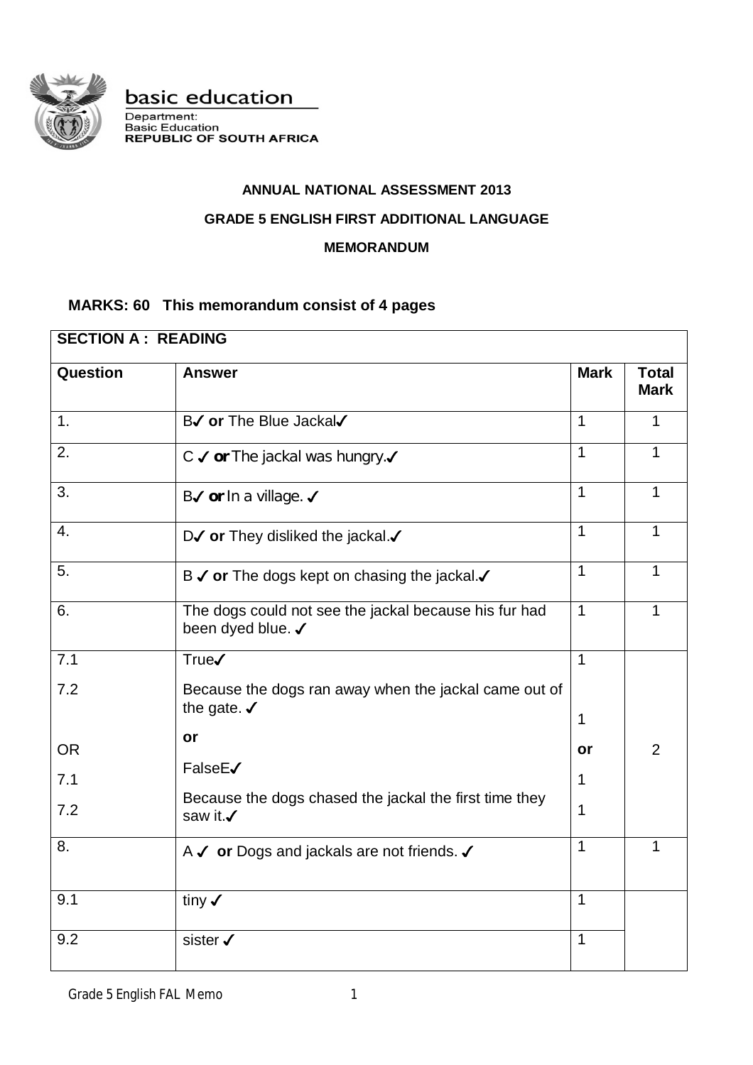basic education

Department:
Basic Education
**REPUBLIC OF SOUTH AFRICA**

**ANNUAL NATIONAL ASSESSMENT 2013**

**GRADE 5 ENGLISH FIRST ADDITIONAL LANGUAGE**

**MEMORANDUM**

**MARKS: 60 This memorandum consist of 4 pages**

| **SECTION A : READING** | | | |
|---|---|---|---|
| **Question** | **Answer** | **Mark** | **Total Mark** |
| 1. | B✓ **or** The Blue Jackal✓ | 1 | 1 |
| 2. | C ✓ **or** The jackal was hungry.✓ | 1 | 1 |
| 3. | B✓ **or** In a village. ✓ | 1 | 1 |
| 4. | D✓ **or** They disliked the jackal.✓ | 1 | 1 |
| 5. | B ✓ **or** The dogs kept on chasing the jackal.✓ | 1 | 1 |
| 6. | The dogs could not see the jackal because his fur had been dyed blue. ✓ | 1 | 1 |
| 7.1<br>7.2<br><br>OR<br>7.1<br>7.2 | True✓<br>Because the dogs ran away when the jackal came out of the gate. ✓<br>**or**<br>FalseE✓<br>Because the dogs chased the jackal the first time they saw it.✓ | 1<br>1<br>**or**<br>1<br>1 | 2 |
| 8. | A ✓ **or** Dogs and jackals are not friends. ✓ | 1 | 1 |
| 9.1 | tiny ✓ | 1 | |
| 9.2 | sister ✓ | 1 | |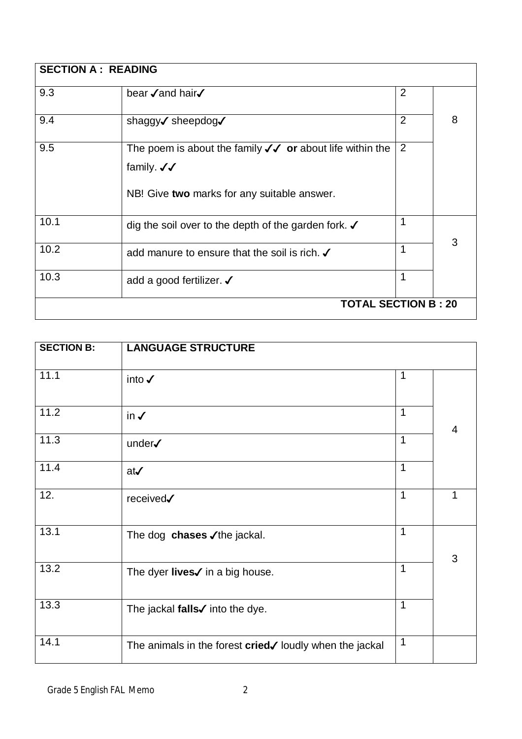| SECTION A : READING | | | |
|---|---|---|---|
| 9.3 | bear ✓and hair✓ | 2 | 8 |
| 9.4 | shaggy✓ sheepdog✓ | 2 | |
| 9.5 | The poem is about the family ✓✓ **or** about life within the family. ✓✓<br><br>NB! Give **two** marks for any suitable answer. | 2 | |
| 10.1 | dig the soil over to the depth of the garden fork. ✓ | 1 | 3 |
| 10.2 | add manure to ensure that the soil is rich. ✓ | 1 | |
| 10.3 | add a good fertilizer. ✓ | 1 | |
| | **TOTAL SECTION B : 20** | | |

| SECTION B: | LANGUAGE STRUCTURE | | |
|---|---|---|---|
| 11.1 | into ✓ | 1 | 4 |
| 11.2 | in ✓ | 1 | |
| 11.3 | under✓ | 1 | |
| 11.4 | at✓ | 1 | |
| 12. | received✓ | 1 | 1 |
| 13.1 | The dog **chases** ✓the jackal. | 1 | 3 |
| 13.2 | The dyer **lives**✓ in a big house. | 1 | |
| 13.3 | The jackal **falls**✓ into the dye. | 1 | |
| 14.1 | The animals in the forest **cried**✓ loudly when the jackal | 1 | |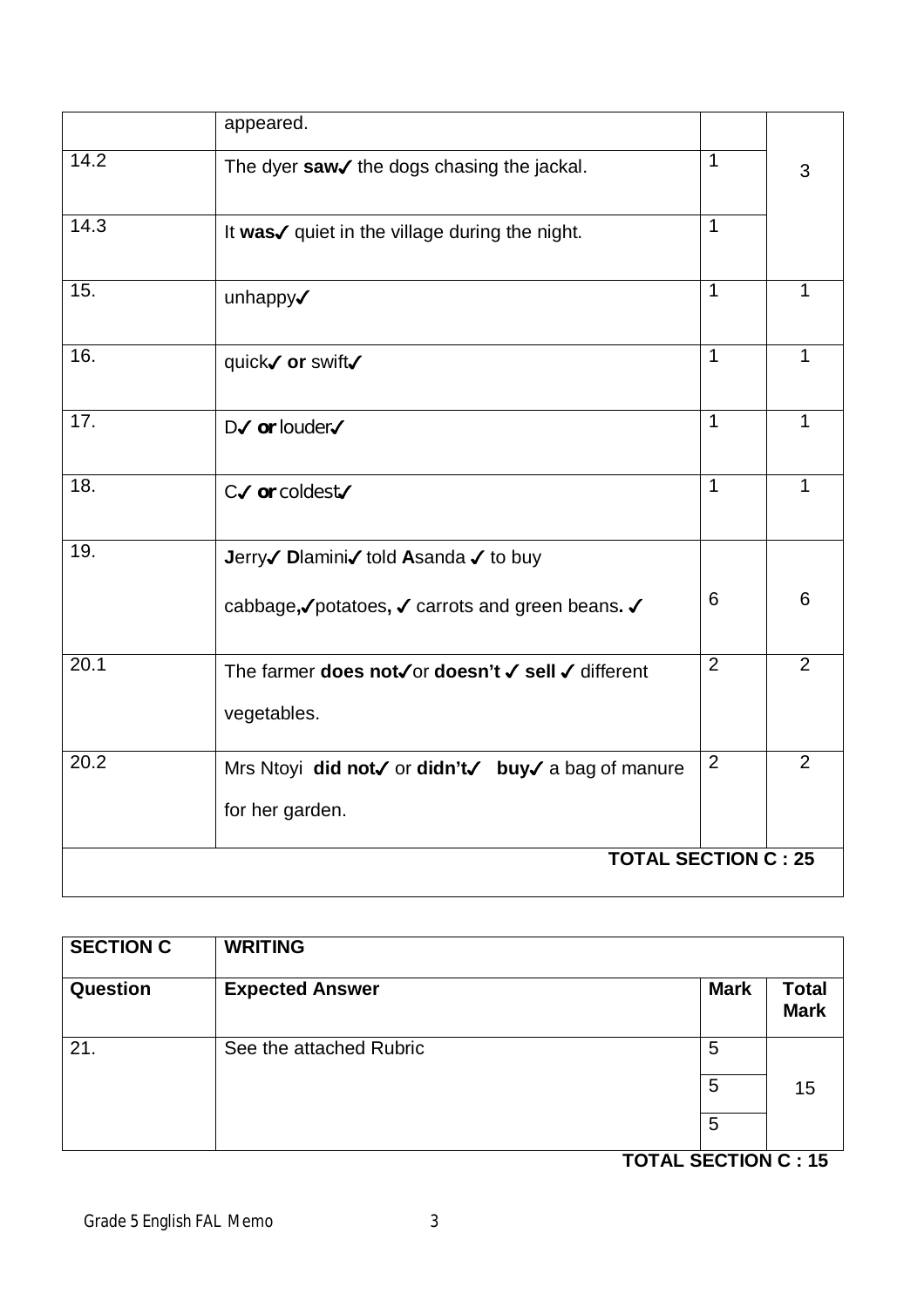|  | appeared. |  |  |
|---|---|---|---|
| 14.2 | The dyer **saw**✓ the dogs chasing the jackal. | 1 | 3 |
| 14.3 | It **was**✓ quiet in the village during the night. | 1 |  |
| 15. | unhappy✓ | 1 | 1 |
| 16. | quick✓ **or** swift✓ | 1 | 1 |
| 17. | D✓ **or** louder✓ | 1 | 1 |
| 18. | C✓ **or** coldest✓ | 1 | 1 |
| 19. | **J**erry✓ **D**lamini✓ told **A**sanda ✓ to buy cabbage**,**✓potatoes**,** ✓ carrots and green beans**.** ✓ | 6 | 6 |
| 20.1 | The farmer **does not**✓or **doesn't** ✓ **sell** ✓ different vegetables. | 2 | 2 |
| 20.2 | Mrs Ntoyi **did not**✓ or **didn't**✓ **buy**✓ a bag of manure for her garden. | 2 | 2 |
|  | **TOTAL SECTION C : 25** |  |  |

| **SECTION C** | **WRITING** |  |  |
|---|---|---|---|
| **Question** | **Expected Answer** | **Mark** | **Total Mark** |
| 21. | See the attached Rubric | 5 | 15 |
|  |  | 5 |  |
|  |  | 5 |  |

**TOTAL SECTION C : 15**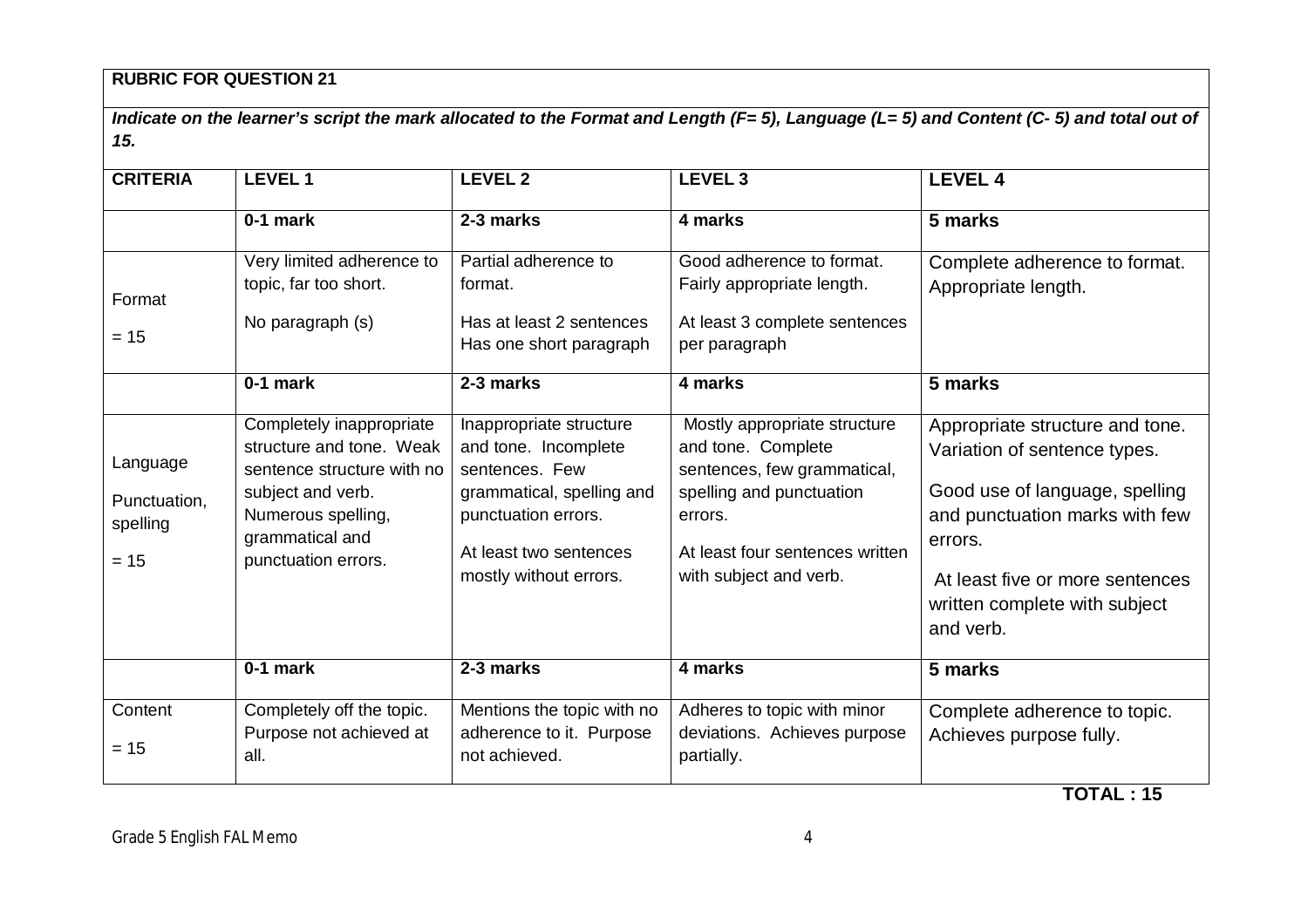**RUBRIC FOR QUESTION 21**

***Indicate on the learner's script the mark allocated to the Format and Length (F= 5), Language (L= 5) and Content (C- 5) and total out of 15.***

| **CRITERIA** | **LEVEL 1** | **LEVEL 2** | **LEVEL 3** | **LEVEL 4** |
|---|---|---|---|---|
| | **0-1 mark** | **2-3 marks** | **4 marks** | **5 marks** |
| Format<br><br>= 15 | Very limited adherence to topic, far too short.<br><br>No paragraph (s) | Partial adherence to format.<br><br>Has at least 2 sentences Has one short paragraph | Good adherence to format. Fairly appropriate length.<br><br>At least 3 complete sentences per paragraph | Complete adherence to format. Appropriate length. |
| | **0-1 mark** | **2-3 marks** | **4 marks** | **5 marks** |
| Language<br><br>Punctuation, spelling<br><br>= 15 | Completely inappropriate structure and tone. Weak sentence structure with no subject and verb. Numerous spelling, grammatical and punctuation errors. | Inappropriate structure and tone. Incomplete sentences. Few grammatical, spelling and punctuation errors.<br><br>At least two sentences mostly without errors. | Mostly appropriate structure and tone. Complete sentences, few grammatical, spelling and punctuation errors.<br><br>At least four sentences written with subject and verb. | Appropriate structure and tone. Variation of sentence types.<br><br>Good use of language, spelling and punctuation marks with few errors.<br><br>At least five or more sentences written complete with subject and verb. |
| | **0-1 mark** | **2-3 marks** | **4 marks** | **5 marks** |
| Content<br><br>= 15 | Completely off the topic. Purpose not achieved at all. | Mentions the topic with no adherence to it. Purpose not achieved. | Adheres to topic with minor deviations. Achieves purpose partially. | Complete adherence to topic. Achieves purpose fully. |

**TOTAL : 15**